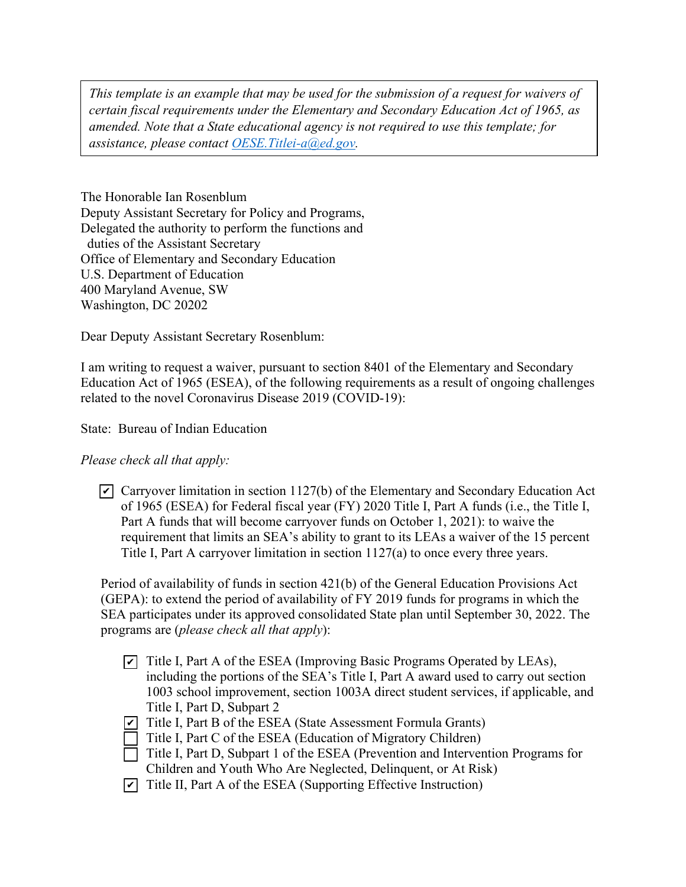*This template is an example that may be used for the submission of a request for waivers of certain fiscal requirements under the Elementary and Secondary Education Act of 1965, as amended. Note that a State educational agency is not required to use this template; for assistance, please contact [OESE.Titlei-a@ed.gov](mailto:OESE.Titlei-a@ed.gov).*

The Honorable Ian Rosenblum
Deputy Assistant Secretary for Policy and Programs,
Delegated the authority to perform the functions and
duties of the Assistant Secretary
Office of Elementary and Secondary Education
U.S. Department of Education
400 Maryland Avenue, SW
Washington, DC 20202

Dear Deputy Assistant Secretary Rosenblum:

I am writing to request a waiver, pursuant to section 8401 of the Elementary and Secondary Education Act of 1965 (ESEA), of the following requirements as a result of ongoing challenges related to the novel Coronavirus Disease 2019 (COVID-19):

State: Bureau of Indian Education

*Please check all that apply:*

- [x] Carryover limitation in section 1127(b) of the Elementary and Secondary Education Act of 1965 (ESEA) for Federal fiscal year (FY) 2020 Title I, Part A funds (i.e., the Title I, Part A funds that will become carryover funds on October 1, 2021): to waive the requirement that limits an SEA's ability to grant to its LEAs a waiver of the 15 percent Title I, Part A carryover limitation in section 1127(a) to once every three years.

Period of availability of funds in section 421(b) of the General Education Provisions Act (GEPA): to extend the period of availability of FY 2019 funds for programs in which the SEA participates under its approved consolidated State plan until September 30, 2022. The programs are (*please check all that apply*):

- [x] Title I, Part A of the ESEA (Improving Basic Programs Operated by LEAs), including the portions of the SEA's Title I, Part A award used to carry out section 1003 school improvement, section 1003A direct student services, if applicable, and Title I, Part D, Subpart 2
- [x] Title I, Part B of the ESEA (State Assessment Formula Grants)
- [ ] Title I, Part C of the ESEA (Education of Migratory Children)
- [ ] Title I, Part D, Subpart 1 of the ESEA (Prevention and Intervention Programs for Children and Youth Who Are Neglected, Delinquent, or At Risk)
- [x] Title II, Part A of the ESEA (Supporting Effective Instruction)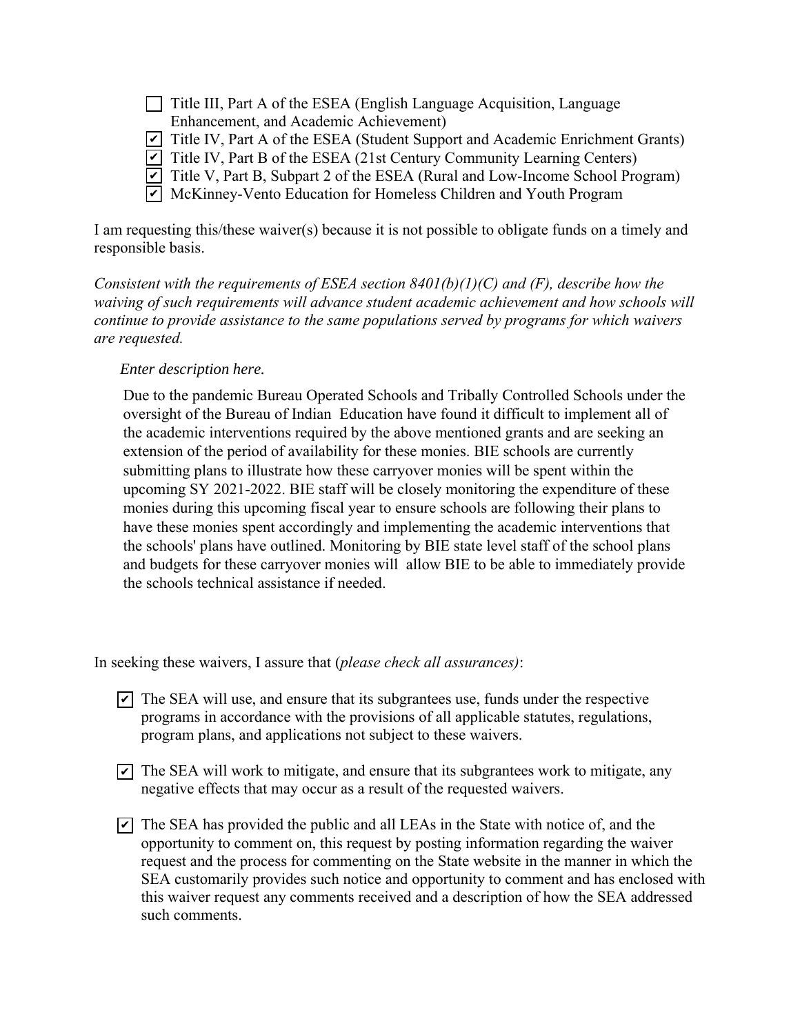- [ ] Title III, Part A of the ESEA (English Language Acquisition, Language Enhancement, and Academic Achievement)
- [x] Title IV, Part A of the ESEA (Student Support and Academic Enrichment Grants)
- [x] Title IV, Part B of the ESEA (21st Century Community Learning Centers)
- [x] Title V, Part B, Subpart 2 of the ESEA (Rural and Low-Income School Program)
- [x] McKinney-Vento Education for Homeless Children and Youth Program

I am requesting this/these waiver(s) because it is not possible to obligate funds on a timely and responsible basis.

*Consistent with the requirements of ESEA section 8401(b)(1)(C) and (F), describe how the waiving of such requirements will advance student academic achievement and how schools will continue to provide assistance to the same populations served by programs for which waivers are requested.*

*Enter description here.*

Due to the pandemic Bureau Operated Schools and Tribally Controlled Schools under the oversight of the Bureau of Indian Education have found it difficult to implement all of the academic interventions required by the above mentioned grants and are seeking an extension of the period of availability for these monies. BIE schools are currently submitting plans to illustrate how these carryover monies will be spent within the upcoming SY 2021-2022. BIE staff will be closely monitoring the expenditure of these monies during this upcoming fiscal year to ensure schools are following their plans to have these monies spent accordingly and implementing the academic interventions that the schools' plans have outlined. Monitoring by BIE state level staff of the school plans and budgets for these carryover monies will allow BIE to be able to immediately provide the schools technical assistance if needed.

In seeking these waivers, I assure that (*please check all assurances)*:

- [x] The SEA will use, and ensure that its subgrantees use, funds under the respective programs in accordance with the provisions of all applicable statutes, regulations, program plans, and applications not subject to these waivers.

- [x] The SEA will work to mitigate, and ensure that its subgrantees work to mitigate, any negative effects that may occur as a result of the requested waivers.

- [x] The SEA has provided the public and all LEAs in the State with notice of, and the opportunity to comment on, this request by posting information regarding the waiver request and the process for commenting on the State website in the manner in which the SEA customarily provides such notice and opportunity to comment and has enclosed with this waiver request any comments received and a description of how the SEA addressed such comments.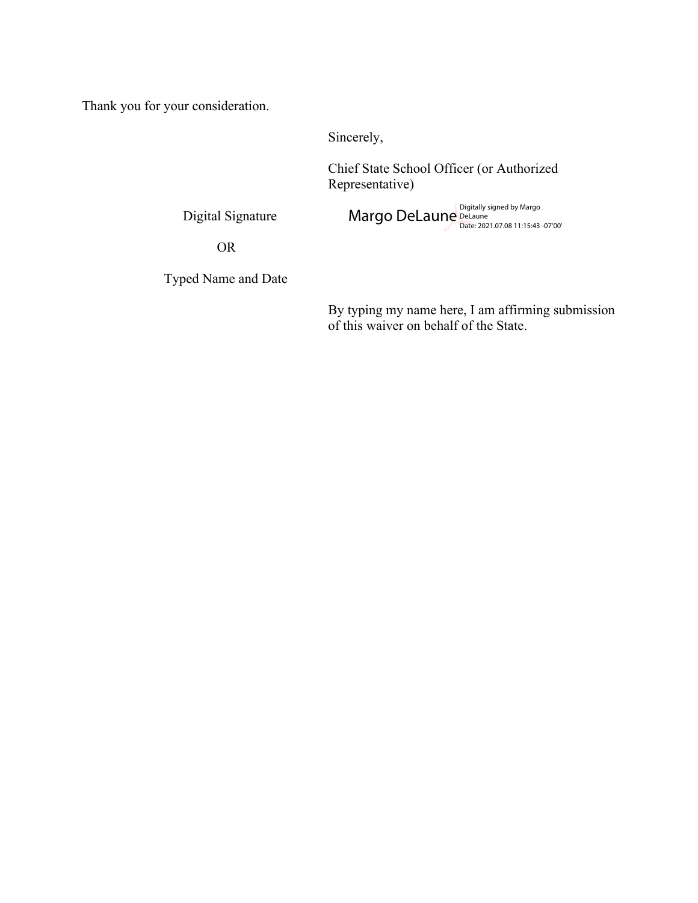Thank you for your consideration.

Sincerely,

Chief State School Officer (or Authorized Representative)

Digital Signature — Margo DeLaune
Digitally signed by Margo DeLaune
Date: 2021.07.08 11:15:43 -07'00'

OR

Typed Name and Date

By typing my name here, I am affirming submission of this waiver on behalf of the State.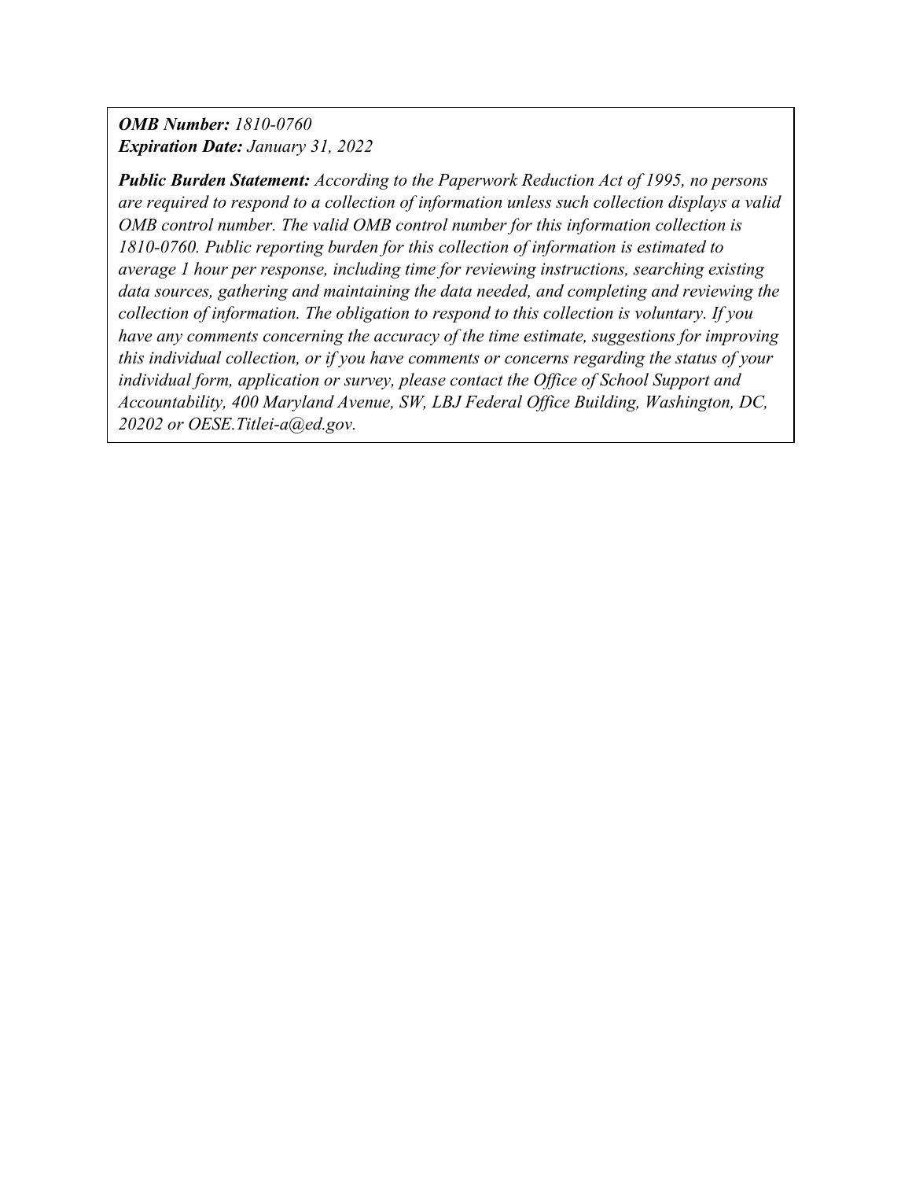***OMB Number:*** *1810-0760*
***Expiration Date:*** *January 31, 2022*

***Public Burden Statement:*** *According to the Paperwork Reduction Act of 1995, no persons are required to respond to a collection of information unless such collection displays a valid OMB control number. The valid OMB control number for this information collection is 1810-0760. Public reporting burden for this collection of information is estimated to average 1 hour per response, including time for reviewing instructions, searching existing data sources, gathering and maintaining the data needed, and completing and reviewing the collection of information. The obligation to respond to this collection is voluntary. If you have any comments concerning the accuracy of the time estimate, suggestions for improving this individual collection, or if you have comments or concerns regarding the status of your individual form, application or survey, please contact the Office of School Support and Accountability, 400 Maryland Avenue, SW, LBJ Federal Office Building, Washington, DC, 20202 or OESE.Titlei-a@ed.gov.*